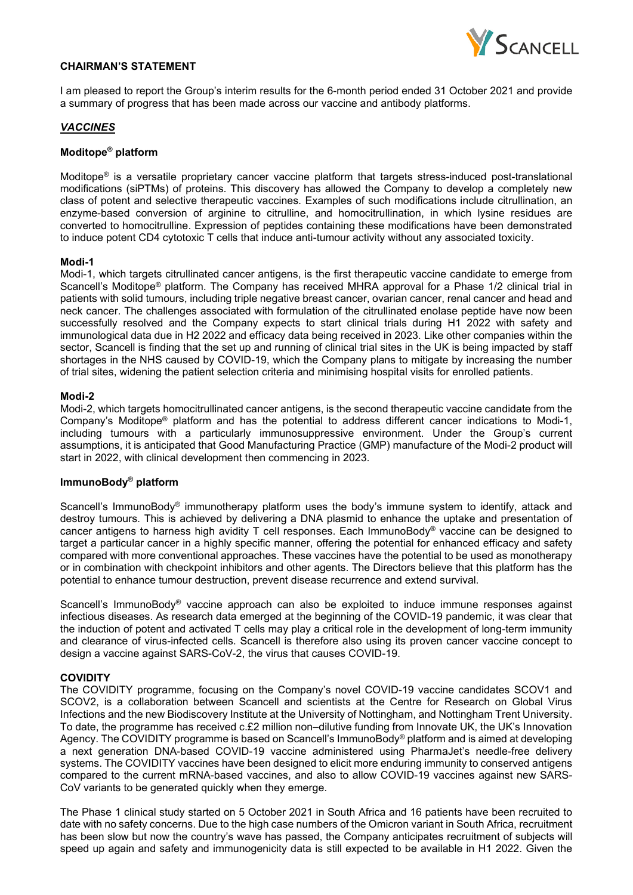## CHAIRMAN'S STATEMENT

I am pleased to report the Group's interim results for the 6-month period ended 31 October 2021 and provide a summary of progress that has been made across our vaccine and antibody platforms.

### ***VACCINES***

### Moditope® platform

Moditope® is a versatile proprietary cancer vaccine platform that targets stress-induced post-translational modifications (siPTMs) of proteins. This discovery has allowed the Company to develop a completely new class of potent and selective therapeutic vaccines. Examples of such modifications include citrullination, an enzyme-based conversion of arginine to citrulline, and homocitrullination, in which lysine residues are converted to homocitrulline. Expression of peptides containing these modifications have been demonstrated to induce potent CD4 cytotoxic T cells that induce anti-tumour activity without any associated toxicity.

**Modi-1**

Modi-1, which targets citrullinated cancer antigens, is the first therapeutic vaccine candidate to emerge from Scancell's Moditope® platform. The Company has received MHRA approval for a Phase 1/2 clinical trial in patients with solid tumours, including triple negative breast cancer, ovarian cancer, renal cancer and head and neck cancer. The challenges associated with formulation of the citrullinated enolase peptide have now been successfully resolved and the Company expects to start clinical trials during H1 2022 with safety and immunological data due in H2 2022 and efficacy data being received in 2023. Like other companies within the sector, Scancell is finding that the set up and running of clinical trial sites in the UK is being impacted by staff shortages in the NHS caused by COVID-19, which the Company plans to mitigate by increasing the number of trial sites, widening the patient selection criteria and minimising hospital visits for enrolled patients.

**Modi-2**

Modi-2, which targets homocitrullinated cancer antigens, is the second therapeutic vaccine candidate from the Company's Moditope® platform and has the potential to address different cancer indications to Modi-1, including tumours with a particularly immunosuppressive environment. Under the Group's current assumptions, it is anticipated that Good Manufacturing Practice (GMP) manufacture of the Modi-2 product will start in 2022, with clinical development then commencing in 2023.

### ImmunoBody® platform

Scancell's ImmunoBody® immunotherapy platform uses the body's immune system to identify, attack and destroy tumours. This is achieved by delivering a DNA plasmid to enhance the uptake and presentation of cancer antigens to harness high avidity T cell responses. Each ImmunoBody® vaccine can be designed to target a particular cancer in a highly specific manner, offering the potential for enhanced efficacy and safety compared with more conventional approaches. These vaccines have the potential to be used as monotherapy or in combination with checkpoint inhibitors and other agents. The Directors believe that this platform has the potential to enhance tumour destruction, prevent disease recurrence and extend survival.

Scancell's ImmunoBody® vaccine approach can also be exploited to induce immune responses against infectious diseases. As research data emerged at the beginning of the COVID-19 pandemic, it was clear that the induction of potent and activated T cells may play a critical role in the development of long-term immunity and clearance of virus-infected cells. Scancell is therefore also using its proven cancer vaccine concept to design a vaccine against SARS-CoV-2, the virus that causes COVID-19.

**COVIDITY**

The COVIDITY programme, focusing on the Company's novel COVID-19 vaccine candidates SCOV1 and SCOV2, is a collaboration between Scancell and scientists at the Centre for Research on Global Virus Infections and the new Biodiscovery Institute at the University of Nottingham, and Nottingham Trent University. To date, the programme has received c.£2 million non–dilutive funding from Innovate UK, the UK's Innovation Agency. The COVIDITY programme is based on Scancell's ImmunoBody® platform and is aimed at developing a next generation DNA-based COVID-19 vaccine administered using PharmaJet's needle-free delivery systems. The COVIDITY vaccines have been designed to elicit more enduring immunity to conserved antigens compared to the current mRNA-based vaccines, and also to allow COVID-19 vaccines against new SARS-CoV variants to be generated quickly when they emerge.

The Phase 1 clinical study started on 5 October 2021 in South Africa and 16 patients have been recruited to date with no safety concerns. Due to the high case numbers of the Omicron variant in South Africa, recruitment has been slow but now the country's wave has passed, the Company anticipates recruitment of subjects will speed up again and safety and immunogenicity data is still expected to be available in H1 2022. Given the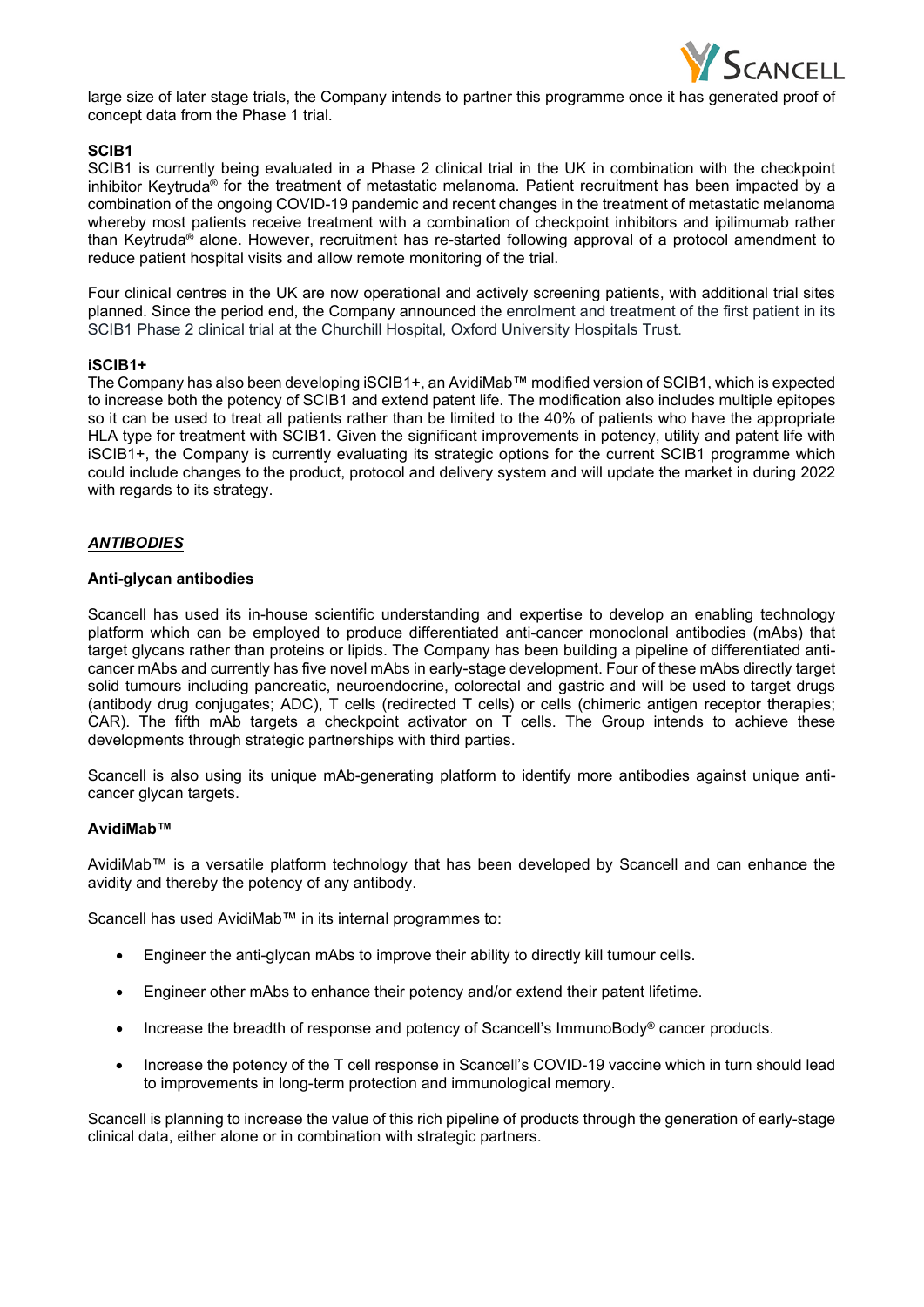large size of later stage trials, the Company intends to partner this programme once it has generated proof of concept data from the Phase 1 trial.

**SCIB1**

SCIB1 is currently being evaluated in a Phase 2 clinical trial in the UK in combination with the checkpoint inhibitor Keytruda® for the treatment of metastatic melanoma. Patient recruitment has been impacted by a combination of the ongoing COVID-19 pandemic and recent changes in the treatment of metastatic melanoma whereby most patients receive treatment with a combination of checkpoint inhibitors and ipilimumab rather than Keytruda® alone. However, recruitment has re-started following approval of a protocol amendment to reduce patient hospital visits and allow remote monitoring of the trial.

Four clinical centres in the UK are now operational and actively screening patients, with additional trial sites planned. Since the period end, the Company announced the enrolment and treatment of the first patient in its SCIB1 Phase 2 clinical trial at the Churchill Hospital, Oxford University Hospitals Trust.

**iSCIB1+**

The Company has also been developing iSCIB1+, an AvidiMab™ modified version of SCIB1, which is expected to increase both the potency of SCIB1 and extend patent life. The modification also includes multiple epitopes so it can be used to treat all patients rather than be limited to the 40% of patients who have the appropriate HLA type for treatment with SCIB1. Given the significant improvements in potency, utility and patent life with iSCIB1+, the Company is currently evaluating its strategic options for the current SCIB1 programme which could include changes to the product, protocol and delivery system and will update the market in during 2022 with regards to its strategy.

***ANTIBODIES***

**Anti-glycan antibodies**

Scancell has used its in-house scientific understanding and expertise to develop an enabling technology platform which can be employed to produce differentiated anti-cancer monoclonal antibodies (mAbs) that target glycans rather than proteins or lipids. The Company has been building a pipeline of differentiated anti-cancer mAbs and currently has five novel mAbs in early-stage development. Four of these mAbs directly target solid tumours including pancreatic, neuroendocrine, colorectal and gastric and will be used to target drugs (antibody drug conjugates; ADC), T cells (redirected T cells) or cells (chimeric antigen receptor therapies; CAR). The fifth mAb targets a checkpoint activator on T cells. The Group intends to achieve these developments through strategic partnerships with third parties.

Scancell is also using its unique mAb-generating platform to identify more antibodies against unique anti-cancer glycan targets.

**AvidiMab™**

AvidiMab™ is a versatile platform technology that has been developed by Scancell and can enhance the avidity and thereby the potency of any antibody.

Scancell has used AvidiMab™ in its internal programmes to:

- Engineer the anti-glycan mAbs to improve their ability to directly kill tumour cells.
- Engineer other mAbs to enhance their potency and/or extend their patent lifetime.
- Increase the breadth of response and potency of Scancell's ImmunoBody® cancer products.
- Increase the potency of the T cell response in Scancell's COVID-19 vaccine which in turn should lead to improvements in long-term protection and immunological memory.

Scancell is planning to increase the value of this rich pipeline of products through the generation of early-stage clinical data, either alone or in combination with strategic partners.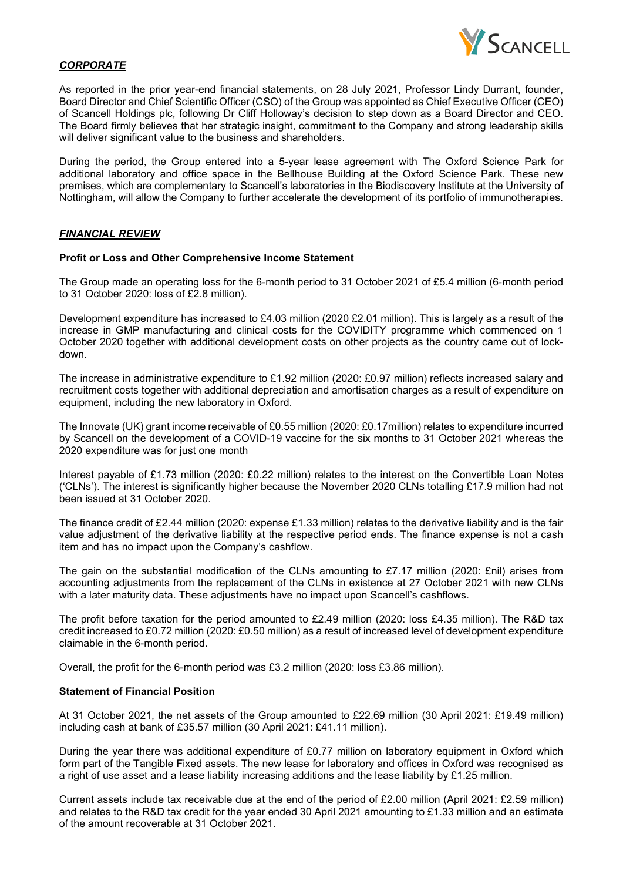## ***CORPORATE***

As reported in the prior year-end financial statements, on 28 July 2021, Professor Lindy Durrant, founder, Board Director and Chief Scientific Officer (CSO) of the Group was appointed as Chief Executive Officer (CEO) of Scancell Holdings plc, following Dr Cliff Holloway's decision to step down as a Board Director and CEO. The Board firmly believes that her strategic insight, commitment to the Company and strong leadership skills will deliver significant value to the business and shareholders.

During the period, the Group entered into a 5-year lease agreement with The Oxford Science Park for additional laboratory and office space in the Bellhouse Building at the Oxford Science Park. These new premises, which are complementary to Scancell's laboratories in the Biodiscovery Institute at the University of Nottingham, will allow the Company to further accelerate the development of its portfolio of immunotherapies.

## ***FINANCIAL REVIEW***

### **Profit or Loss and Other Comprehensive Income Statement**

The Group made an operating loss for the 6-month period to 31 October 2021 of £5.4 million (6-month period to 31 October 2020: loss of £2.8 million).

Development expenditure has increased to £4.03 million (2020 £2.01 million). This is largely as a result of the increase in GMP manufacturing and clinical costs for the COVIDITY programme which commenced on 1 October 2020 together with additional development costs on other projects as the country came out of lock-down.

The increase in administrative expenditure to £1.92 million (2020: £0.97 million) reflects increased salary and recruitment costs together with additional depreciation and amortisation charges as a result of expenditure on equipment, including the new laboratory in Oxford.

The Innovate (UK) grant income receivable of £0.55 million (2020: £0.17million) relates to expenditure incurred by Scancell on the development of a COVID-19 vaccine for the six months to 31 October 2021 whereas the 2020 expenditure was for just one month

Interest payable of £1.73 million (2020: £0.22 million) relates to the interest on the Convertible Loan Notes ('CLNs'). The interest is significantly higher because the November 2020 CLNs totalling £17.9 million had not been issued at 31 October 2020.

The finance credit of £2.44 million (2020: expense £1.33 million) relates to the derivative liability and is the fair value adjustment of the derivative liability at the respective period ends. The finance expense is not a cash item and has no impact upon the Company's cashflow.

The gain on the substantial modification of the CLNs amounting to £7.17 million (2020: £nil) arises from accounting adjustments from the replacement of the CLNs in existence at 27 October 2021 with new CLNs with a later maturity data. These adjustments have no impact upon Scancell's cashflows.

The profit before taxation for the period amounted to £2.49 million (2020: loss £4.35 million). The R&D tax credit increased to £0.72 million (2020: £0.50 million) as a result of increased level of development expenditure claimable in the 6-month period.

Overall, the profit for the 6-month period was £3.2 million (2020: loss £3.86 million).

### **Statement of Financial Position**

At 31 October 2021, the net assets of the Group amounted to £22.69 million (30 April 2021: £19.49 million) including cash at bank of £35.57 million (30 April 2021: £41.11 million).

During the year there was additional expenditure of £0.77 million on laboratory equipment in Oxford which form part of the Tangible Fixed assets. The new lease for laboratory and offices in Oxford was recognised as a right of use asset and a lease liability increasing additions and the lease liability by £1.25 million.

Current assets include tax receivable due at the end of the period of £2.00 million (April 2021: £2.59 million) and relates to the R&D tax credit for the year ended 30 April 2021 amounting to £1.33 million and an estimate of the amount recoverable at 31 October 2021.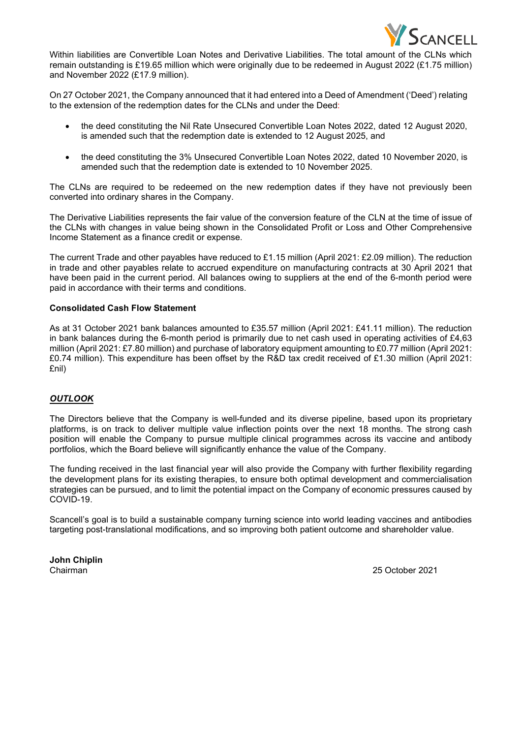Within liabilities are Convertible Loan Notes and Derivative Liabilities. The total amount of the CLNs which remain outstanding is £19.65 million which were originally due to be redeemed in August 2022 (£1.75 million) and November 2022 (£17.9 million).

On 27 October 2021, the Company announced that it had entered into a Deed of Amendment ('Deed') relating to the extension of the redemption dates for the CLNs and under the Deed:

- the deed constituting the Nil Rate Unsecured Convertible Loan Notes 2022, dated 12 August 2020, is amended such that the redemption date is extended to 12 August 2025, and
- the deed constituting the 3% Unsecured Convertible Loan Notes 2022, dated 10 November 2020, is amended such that the redemption date is extended to 10 November 2025.

The CLNs are required to be redeemed on the new redemption dates if they have not previously been converted into ordinary shares in the Company.

The Derivative Liabilities represents the fair value of the conversion feature of the CLN at the time of issue of the CLNs with changes in value being shown in the Consolidated Profit or Loss and Other Comprehensive Income Statement as a finance credit or expense.

The current Trade and other payables have reduced to £1.15 million (April 2021: £2.09 million). The reduction in trade and other payables relate to accrued expenditure on manufacturing contracts at 30 April 2021 that have been paid in the current period. All balances owing to suppliers at the end of the 6-month period were paid in accordance with their terms and conditions.

**Consolidated Cash Flow Statement**

As at 31 October 2021 bank balances amounted to £35.57 million (April 2021: £41.11 million). The reduction in bank balances during the 6-month period is primarily due to net cash used in operating activities of £4,63 million (April 2021: £7.80 million) and purchase of laboratory equipment amounting to £0.77 million (April 2021: £0.74 million). This expenditure has been offset by the R&D tax credit received of £1.30 million (April 2021: £nil)

## ***OUTLOOK***

The Directors believe that the Company is well-funded and its diverse pipeline, based upon its proprietary platforms, is on track to deliver multiple value inflection points over the next 18 months. The strong cash position will enable the Company to pursue multiple clinical programmes across its vaccine and antibody portfolios, which the Board believe will significantly enhance the value of the Company.

The funding received in the last financial year will also provide the Company with further flexibility regarding the development plans for its existing therapies, to ensure both optimal development and commercialisation strategies can be pursued, and to limit the potential impact on the Company of economic pressures caused by COVID-19.

Scancell's goal is to build a sustainable company turning science into world leading vaccines and antibodies targeting post-translational modifications, and so improving both patient outcome and shareholder value.

**John Chiplin**
Chairman

25 October 2021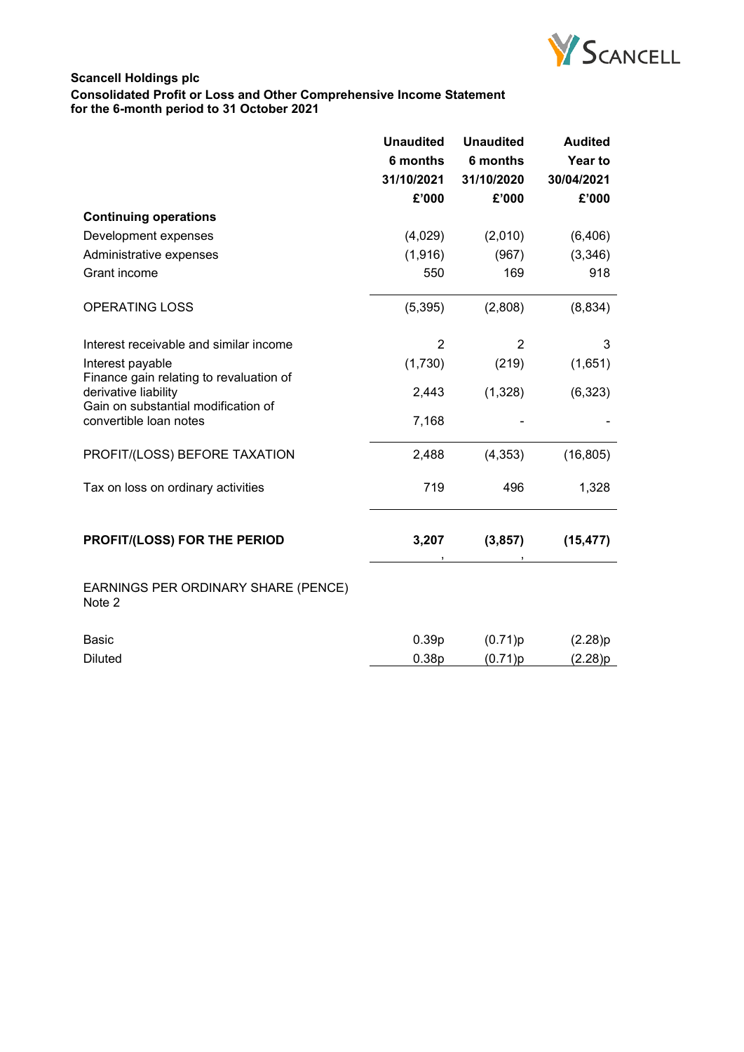**Scancell Holdings plc**
**Consolidated Profit or Loss and Other Comprehensive Income Statement**
**for the 6-month period to 31 October 2021**

| | **Unaudited 6 months 31/10/2021 £'000** | **Unaudited 6 months 31/10/2020 £'000** | **Audited Year to 30/04/2021 £'000** |
|---|---|---|---|
| **Continuing operations** | | | |
| Development expenses | (4,029) | (2,010) | (6,406) |
| Administrative expenses | (1,916) | (967) | (3,346) |
| Grant income | 550 | 169 | 918 |
| OPERATING LOSS | (5,395) | (2,808) | (8,834) |
| Interest receivable and similar income | 2 | 2 | 3 |
| Interest payable | (1,730) | (219) | (1,651) |
| Finance gain relating to revaluation of derivative liability | 2,443 | (1,328) | (6,323) |
| Gain on substantial modification of convertible loan notes | 7,168 | - | - |
| PROFIT/(LOSS) BEFORE TAXATION | 2,488 | (4,353) | (16,805) |
| Tax on loss on ordinary activities | 719 | 496 | 1,328 |
| **PROFIT/(LOSS) FOR THE PERIOD** | **3,207** | **(3,857)** | **(15,477)** |
| EARNINGS PER ORDINARY SHARE (PENCE) Note 2 | | | |
| Basic | 0.39p | (0.71)p | (2.28)p |
| Diluted | 0.38p | (0.71)p | (2.28)p |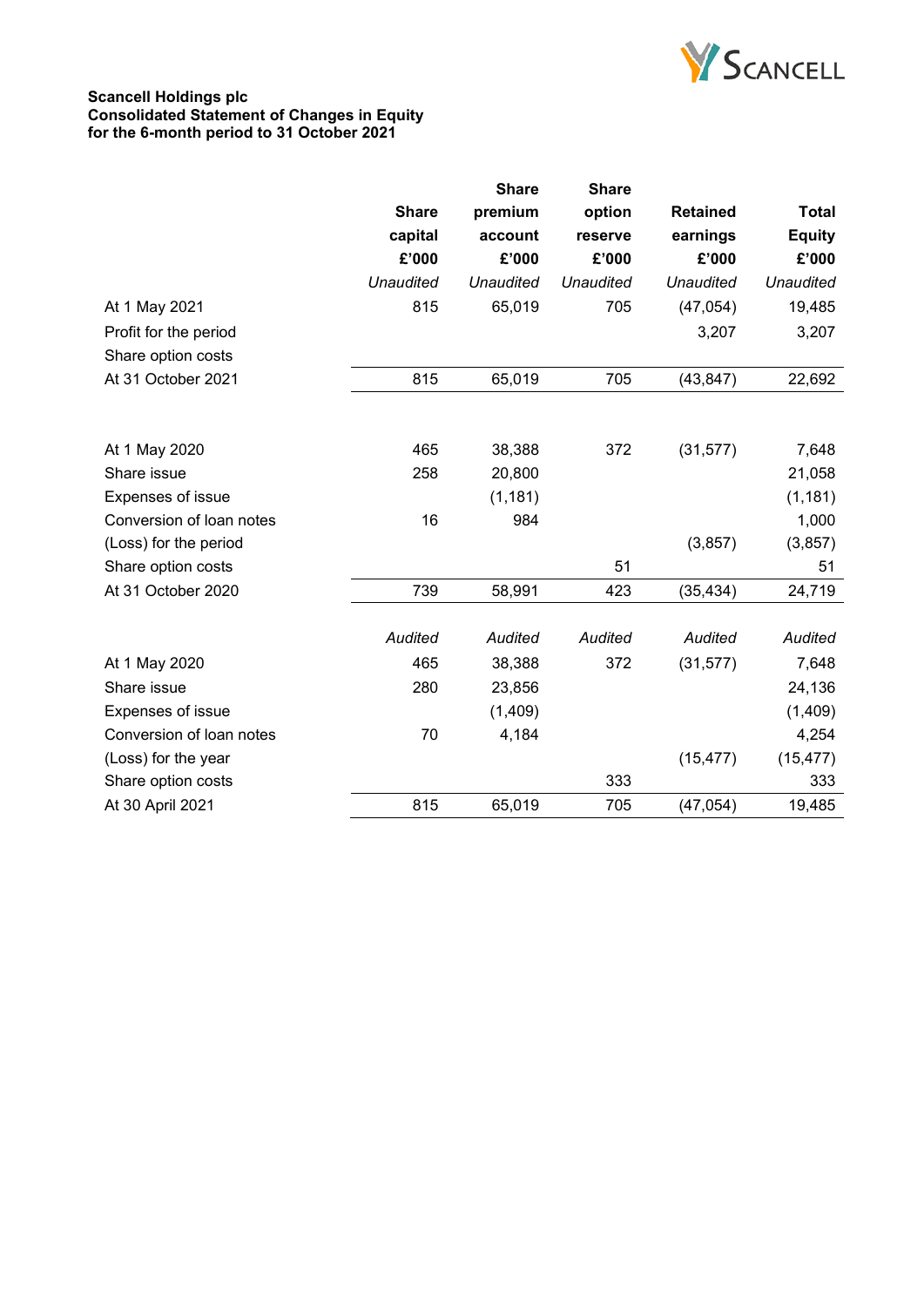**Scancell Holdings plc**
**Consolidated Statement of Changes in Equity**
**for the 6-month period to 31 October 2021**

| | Share capital £'000 | Share premium account £'000 | Share option reserve £'000 | Retained earnings £'000 | Total Equity £'000 |
|---|---|---|---|---|---|
| | *Unaudited* | *Unaudited* | *Unaudited* | *Unaudited* | *Unaudited* |
| At 1 May 2021 | 815 | 65,019 | 705 | (47,054) | 19,485 |
| Profit for the period | | | | 3,207 | 3,207 |
| Share option costs | | | | | |
| At 31 October 2021 | 815 | 65,019 | 705 | (43,847) | 22,692 |
| | | | | | |
| At 1 May 2020 | 465 | 38,388 | 372 | (31,577) | 7,648 |
| Share issue | 258 | 20,800 | | | 21,058 |
| Expenses of issue | | (1,181) | | | (1,181) |
| Conversion of loan notes | 16 | 984 | | | 1,000 |
| (Loss) for the period | | | | (3,857) | (3,857) |
| Share option costs | | | 51 | | 51 |
| At 31 October 2020 | 739 | 58,991 | 423 | (35,434) | 24,719 |
| | | | | | |
| | *Audited* | *Audited* | *Audited* | *Audited* | *Audited* |
| At 1 May 2020 | 465 | 38,388 | 372 | (31,577) | 7,648 |
| Share issue | 280 | 23,856 | | | 24,136 |
| Expenses of issue | | (1,409) | | | (1,409) |
| Conversion of loan notes | 70 | 4,184 | | | 4,254 |
| (Loss) for the year | | | | (15,477) | (15,477) |
| Share option costs | | | 333 | | 333 |
| At 30 April 2021 | 815 | 65,019 | 705 | (47,054) | 19,485 |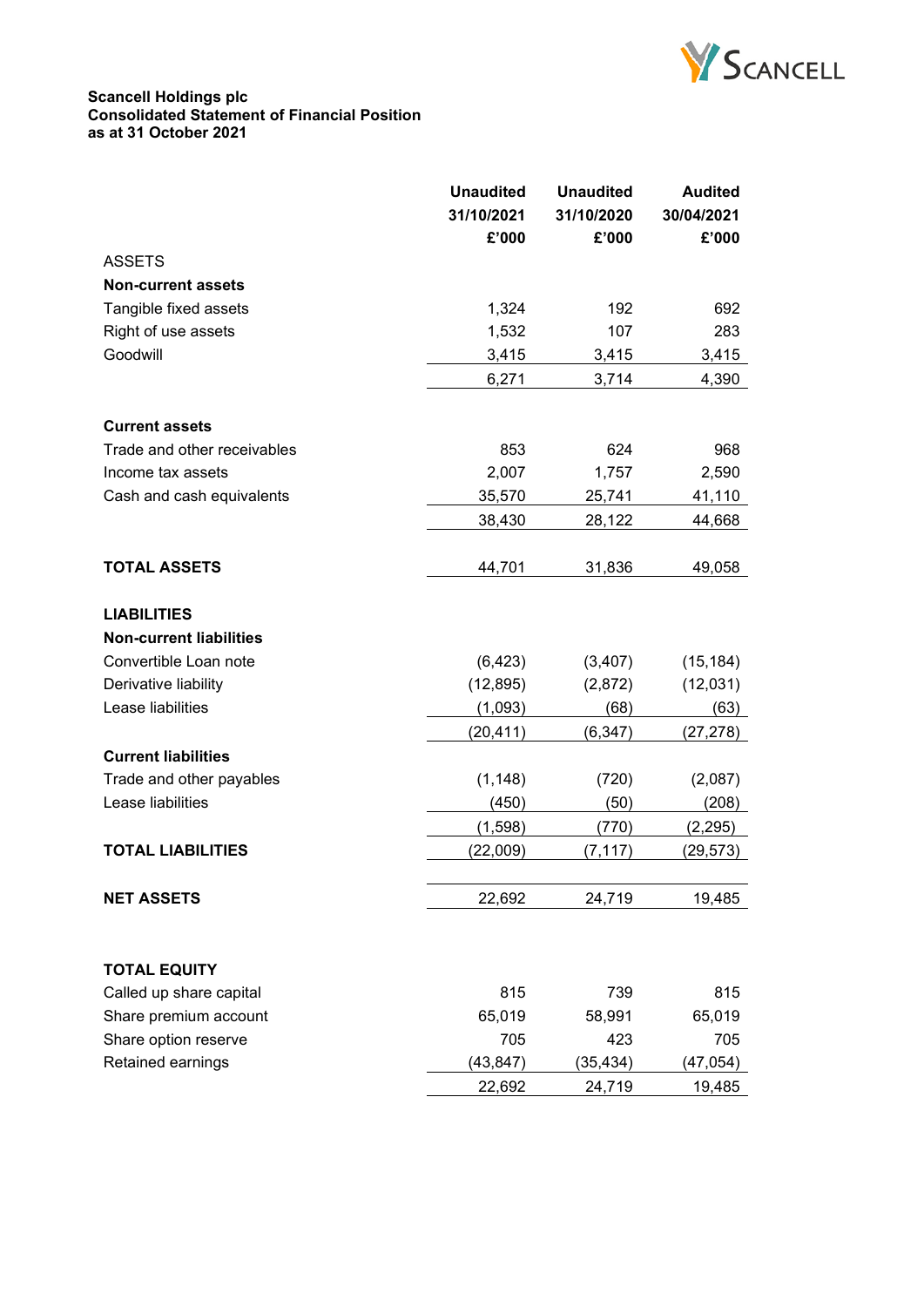**Scancell Holdings plc**
**Consolidated Statement of Financial Position**
**as at 31 October 2021**

| | Unaudited 31/10/2021 £'000 | Unaudited 31/10/2020 £'000 | Audited 30/04/2021 £'000 |
|---|---|---|---|
| ASSETS | | | |
| **Non-current assets** | | | |
| Tangible fixed assets | 1,324 | 192 | 692 |
| Right of use assets | 1,532 | 107 | 283 |
| Goodwill | 3,415 | 3,415 | 3,415 |
| | 6,271 | 3,714 | 4,390 |
| **Current assets** | | | |
| Trade and other receivables | 853 | 624 | 968 |
| Income tax assets | 2,007 | 1,757 | 2,590 |
| Cash and cash equivalents | 35,570 | 25,741 | 41,110 |
| | 38,430 | 28,122 | 44,668 |
| **TOTAL ASSETS** | 44,701 | 31,836 | 49,058 |
| **LIABILITIES** | | | |
| **Non-current liabilities** | | | |
| Convertible Loan note | (6,423) | (3,407) | (15,184) |
| Derivative liability | (12,895) | (2,872) | (12,031) |
| Lease liabilities | (1,093) | (68) | (63) |
| | (20,411) | (6,347) | (27,278) |
| **Current liabilities** | | | |
| Trade and other payables | (1,148) | (720) | (2,087) |
| Lease liabilities | (450) | (50) | (208) |
| | (1,598) | (770) | (2,295) |
| **TOTAL LIABILITIES** | (22,009) | (7,117) | (29,573) |
| **NET ASSETS** | 22,692 | 24,719 | 19,485 |
| **TOTAL EQUITY** | | | |
| Called up share capital | 815 | 739 | 815 |
| Share premium account | 65,019 | 58,991 | 65,019 |
| Share option reserve | 705 | 423 | 705 |
| Retained earnings | (43,847) | (35,434) | (47,054) |
| | 22,692 | 24,719 | 19,485 |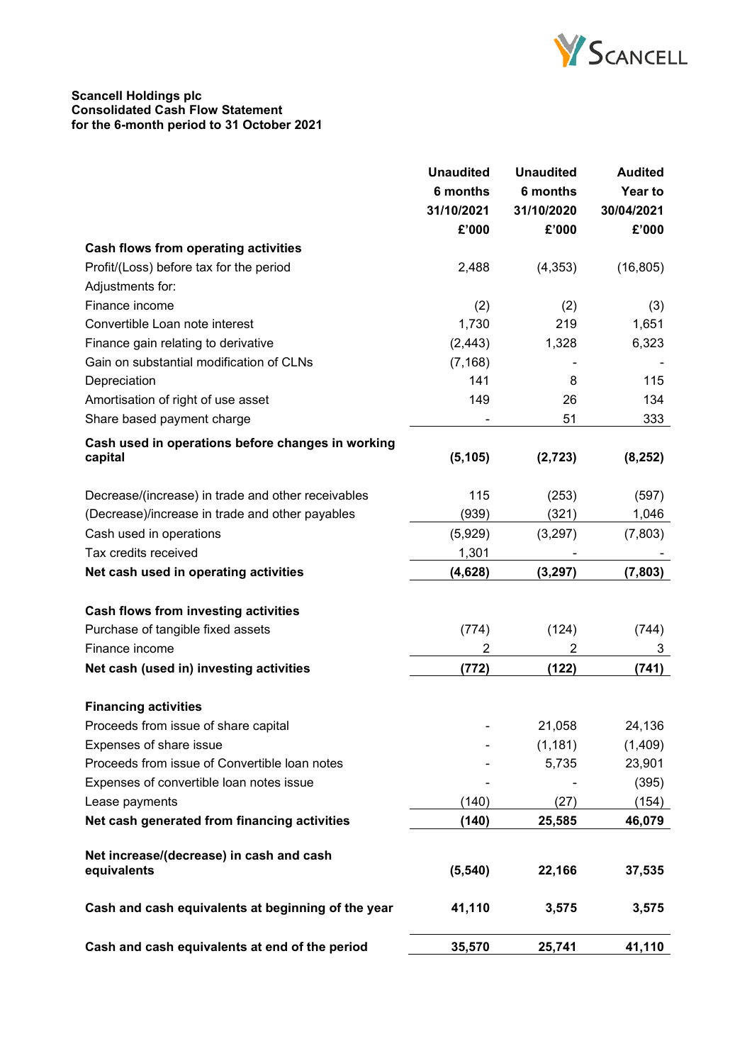**Scancell Holdings plc**
**Consolidated Cash Flow Statement**
**for the 6-month period to 31 October 2021**

| | Unaudited 6 months 31/10/2021 £'000 | Unaudited 6 months 31/10/2020 £'000 | Audited Year to 30/04/2021 £'000 |
|---|---|---|---|
| **Cash flows from operating activities** | | | |
| Profit/(Loss) before tax for the period | 2,488 | (4,353) | (16,805) |
| Adjustments for: | | | |
| Finance income | (2) | (2) | (3) |
| Convertible Loan note interest | 1,730 | 219 | 1,651 |
| Finance gain relating to derivative | (2,443) | 1,328 | 6,323 |
| Gain on substantial modification of CLNs | (7,168) | - | - |
| Depreciation | 141 | 8 | 115 |
| Amortisation of right of use asset | 149 | 26 | 134 |
| Share based payment charge | - | 51 | 333 |
| **Cash used in operations before changes in working capital** | **(5,105)** | **(2,723)** | **(8,252)** |
| Decrease/(increase) in trade and other receivables | 115 | (253) | (597) |
| (Decrease)/increase in trade and other payables | (939) | (321) | 1,046 |
| Cash used in operations | (5,929) | (3,297) | (7,803) |
| Tax credits received | 1,301 | - | - |
| **Net cash used in operating activities** | **(4,628)** | **(3,297)** | **(7,803)** |
| **Cash flows from investing activities** | | | |
| Purchase of tangible fixed assets | (774) | (124) | (744) |
| Finance income | 2 | 2 | 3 |
| **Net cash (used in) investing activities** | **(772)** | **(122)** | **(741)** |
| **Financing activities** | | | |
| Proceeds from issue of share capital | - | 21,058 | 24,136 |
| Expenses of share issue | - | (1,181) | (1,409) |
| Proceeds from issue of Convertible loan notes | - | 5,735 | 23,901 |
| Expenses of convertible loan notes issue | - | - | (395) |
| Lease payments | (140) | (27) | (154) |
| **Net cash generated from financing activities** | **(140)** | **25,585** | **46,079** |
| **Net increase/(decrease) in cash and cash equivalents** | **(5,540)** | **22,166** | **37,535** |
| **Cash and cash equivalents at beginning of the year** | **41,110** | **3,575** | **3,575** |
| **Cash and cash equivalents at end of the period** | **35,570** | **25,741** | **41,110** |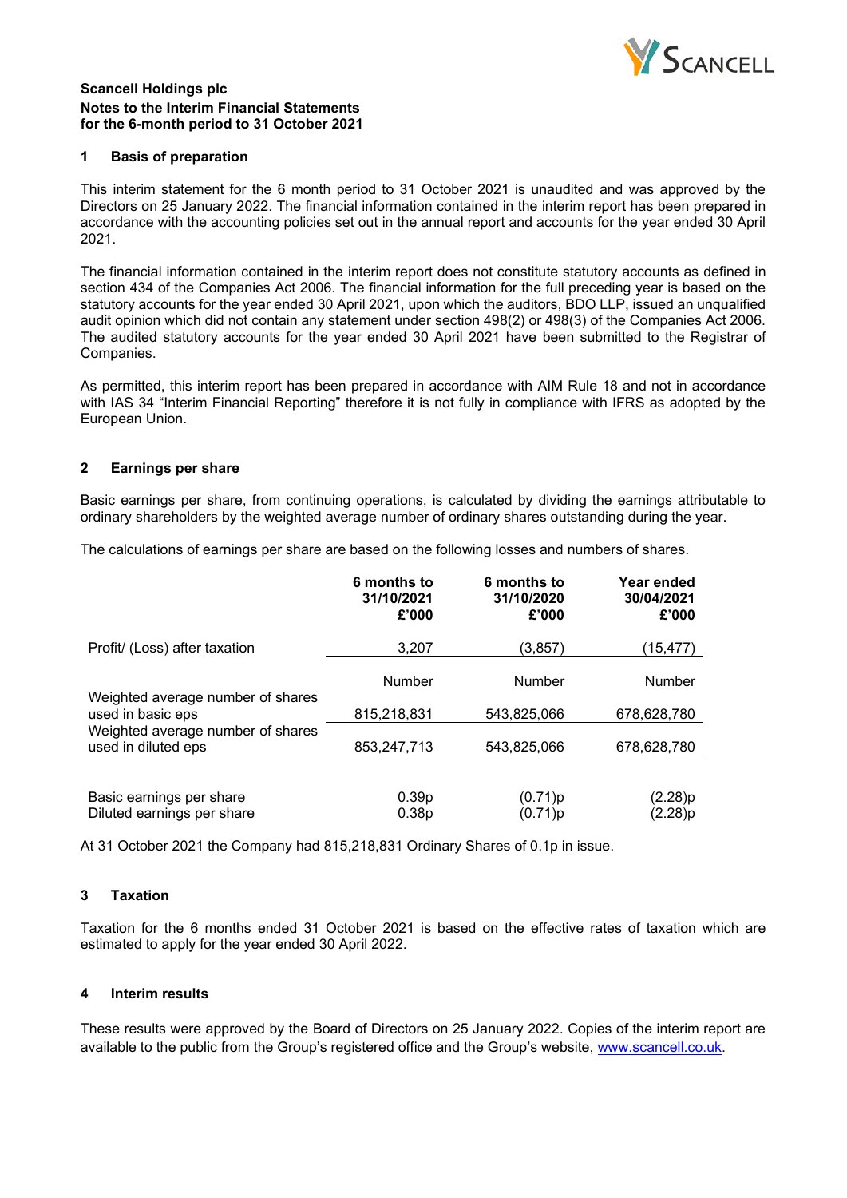**Scancell Holdings plc**
**Notes to the Interim Financial Statements**
**for the 6-month period to 31 October 2021**

## 1 Basis of preparation

This interim statement for the 6 month period to 31 October 2021 is unaudited and was approved by the Directors on 25 January 2022. The financial information contained in the interim report has been prepared in accordance with the accounting policies set out in the annual report and accounts for the year ended 30 April 2021.

The financial information contained in the interim report does not constitute statutory accounts as defined in section 434 of the Companies Act 2006. The financial information for the full preceding year is based on the statutory accounts for the year ended 30 April 2021, upon which the auditors, BDO LLP, issued an unqualified audit opinion which did not contain any statement under section 498(2) or 498(3) of the Companies Act 2006. The audited statutory accounts for the year ended 30 April 2021 have been submitted to the Registrar of Companies.

As permitted, this interim report has been prepared in accordance with AIM Rule 18 and not in accordance with IAS 34 "Interim Financial Reporting" therefore it is not fully in compliance with IFRS as adopted by the European Union.

## 2 Earnings per share

Basic earnings per share, from continuing operations, is calculated by dividing the earnings attributable to ordinary shareholders by the weighted average number of ordinary shares outstanding during the year.

The calculations of earnings per share are based on the following losses and numbers of shares.

| | 6 months to 31/10/2021 £'000 | 6 months to 31/10/2020 £'000 | Year ended 30/04/2021 £'000 |
|---|---|---|---|
| Profit/ (Loss) after taxation | 3,207 | (3,857) | (15,477) |
| | Number | Number | Number |
| Weighted average number of shares used in basic eps | 815,218,831 | 543,825,066 | 678,628,780 |
| Weighted average number of shares used in diluted eps | 853,247,713 | 543,825,066 | 678,628,780 |
| Basic earnings per share | 0.39p | (0.71)p | (2.28)p |
| Diluted earnings per share | 0.38p | (0.71)p | (2.28)p |

At 31 October 2021 the Company had 815,218,831 Ordinary Shares of 0.1p in issue.

## 3 Taxation

Taxation for the 6 months ended 31 October 2021 is based on the effective rates of taxation which are estimated to apply for the year ended 30 April 2022.

## 4 Interim results

These results were approved by the Board of Directors on 25 January 2022. Copies of the interim report are available to the public from the Group's registered office and the Group's website, www.scancell.co.uk.